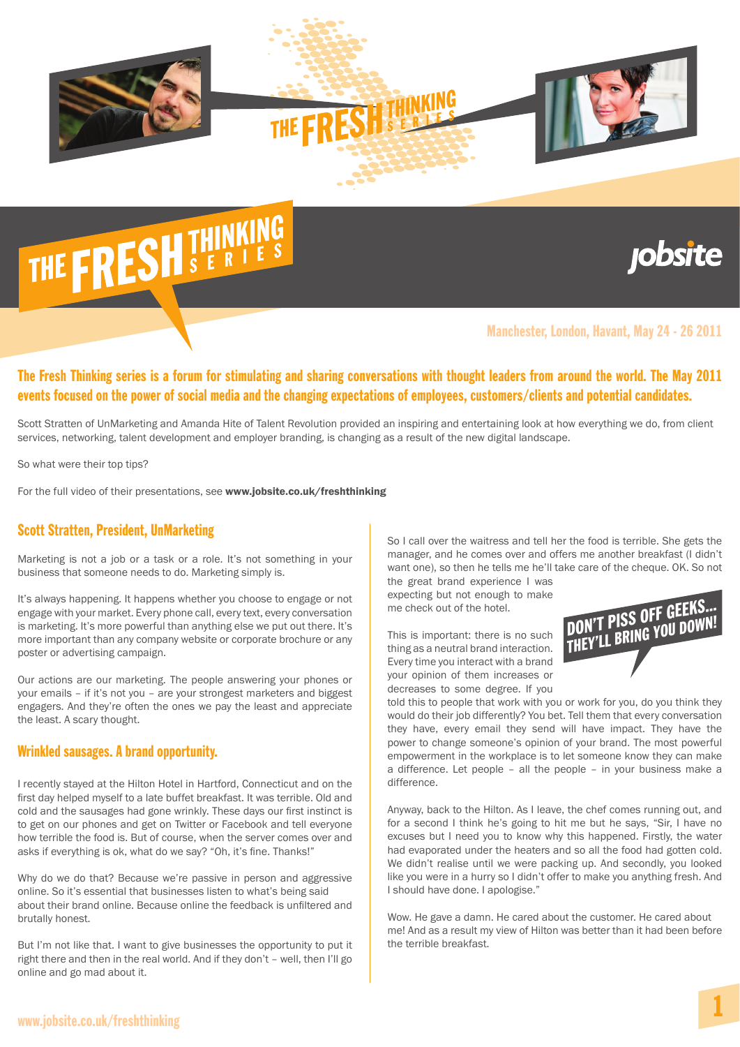# THE FRESH THINKING SERIES

jobsite

Manchester, London, Havant, May 24 - 26 2011

**The Fresh Thinking series is a forum for stimulating and sharing conversations with thought leaders from around the world. The May 2011 events focused on the power of social media and the changing expectations of employees, customers/clients and potential candidates.**

Scott Stratten of UnMarketing and Amanda Hite of Talent Revolution provided an inspiring and entertaining look at how everything we do, from client services, networking, talent development and employer branding, is changing as a result of the new digital landscape.

So what were their top tips?

For the full video of their presentations, see **www.jobsite.co.uk/freshthinking**

## Scott Stratten, President, UnMarketing

Marketing is not a job or a task or a role. It's not something in your business that someone needs to do. Marketing simply is.

It's always happening. It happens whether you choose to engage or not engage with your market. Every phone call, every text, every conversation is marketing. It's more powerful than anything else we put out there. It's more important than any company website or corporate brochure or any poster or advertising campaign.

Our actions are our marketing. The people answering your phones or your emails – if it's not you – are your strongest marketers and biggest engagers. And they're often the ones we pay the least and appreciate the least. A scary thought.

### Wrinkled sausages. A brand opportunity.

I recently stayed at the Hilton Hotel in Hartford, Connecticut and on the first day helped myself to a late buffet breakfast. It was terrible. Old and cold and the sausages had gone wrinkly. These days our first instinct is to get on our phones and get on Twitter or Facebook and tell everyone how terrible the food is. But of course, when the server comes over and asks if everything is ok, what do we say? "Oh, it's fine. Thanks!"

Why do we do that? Because we're passive in person and aggressive online. So it's essential that businesses listen to what's being said about their brand online. Because online the feedback is unfiltered and brutally honest.

But I'm not like that. I want to give businesses the opportunity to put it right there and then in the real world. And if they don't – well, then I'll go online and go mad about it.

So I call over the waitress and tell her the food is terrible. She gets the manager, and he comes over and offers me another breakfast (I didn't want one), so then he tells me he'll take care of the cheque. OK. So not the great brand experience I was expecting but not enough to make me check out of the hotel.

**DON'T PISS OFF GEEKS... THEY'LL BRING YOU DOWN!**

This is important: there is no such thing as a neutral brand interaction. Every time you interact with a brand your opinion of them increases or decreases to some degree. If you told this to people that work with you or work for you, do you think they would do their job differently? You bet. Tell them that every conversation they have, every email they send will have impact. They have the power to change someone's opinion of your brand. The most powerful empowerment in the workplace is to let someone know they can make a difference. Let people – all the people – in your business make a difference.

Anyway, back to the Hilton. As I leave, the chef comes running out, and for a second I think he's going to hit me but he says, "Sir, I have no excuses but I need you to know why this happened. Firstly, the water had evaporated under the heaters and so all the food had gotten cold. We didn't realise until we were packing up. And secondly, you looked like you were in a hurry so I didn't offer to make you anything fresh. And I should have done. I apologise."

Wow. He gave a damn. He cared about the customer. He cared about me! And as a result my view of Hilton was better than it had been before the terrible breakfast.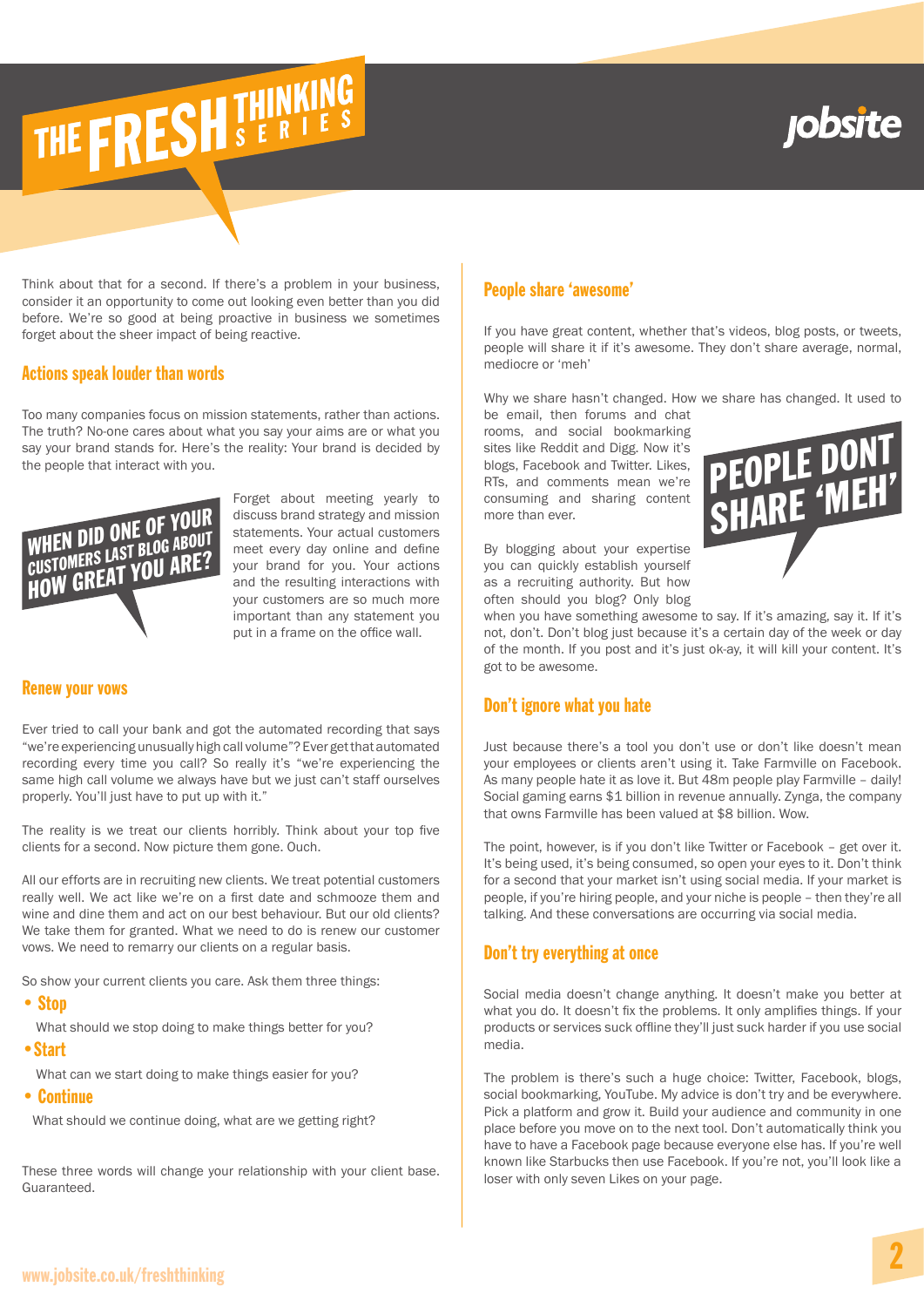Think about that for a second. If there's a problem in your business, consider it an opportunity to come out looking even better than you did before. We're so good at being proactive in business we sometimes forget about the sheer impact of being reactive.

## Actions speak louder than words

Too many companies focus on mission statements, rather than actions. The truth? No-one cares about what you say your aims are or what you say your brand stands for. Here's the reality: Your brand is decided by the people that interact with you.

**WHEN DID ONE OF YOUR CUSTOMERS LAST BLOG ABOUT HOW GREAT YOU ARE?**

Forget about meeting yearly to discuss brand strategy and mission statements. Your actual customers meet every day online and define your brand for you. Your actions and the resulting interactions with your customers are so much more important than any statement you put in a frame on the office wall.

## Renew your vows

Ever tried to call your bank and got the automated recording that says "we're experiencing unusually high call volume"? Ever get that automated recording every time you call? So really it's "we're experiencing the same high call volume we always have but we just can't staff ourselves properly. You'll just have to put up with it."

The reality is we treat our clients horribly. Think about your top five clients for a second. Now picture them gone. Ouch.

All our efforts are in recruiting new clients. We treat potential customers really well. We act like we're on a first date and schmooze them and wine and dine them and act on our best behaviour. But our old clients? We take them for granted. What we need to do is renew our customer vows. We need to remarry our clients on a regular basis.

So show your current clients you care. Ask them three things:

- **Stop**
  What should we stop doing to make things better for you?
- **Start**
  What can we start doing to make things easier for you?
- **Continue**
  What should we continue doing, what are we getting right?

These three words will change your relationship with your client base. Guaranteed.

## People share 'awesome'

If you have great content, whether that's videos, blog posts, or tweets, people will share it if it's awesome. They don't share average, normal, mediocre or 'meh'

Why we share hasn't changed. How we share has changed. It used to be email, then forums and chat rooms, and social bookmarking sites like Reddit and Digg. Now it's blogs, Facebook and Twitter. Likes, RTs, and comments mean we're consuming and sharing content more than ever.

**PEOPLE DONT SHARE 'MEH'**

By blogging about your expertise you can quickly establish yourself as a recruiting authority. But how often should you blog? Only blog when you have something awesome to say. If it's amazing, say it. If it's not, don't. Don't blog just because it's a certain day of the week or day of the month. If you post and it's just ok-ay, it will kill your content. It's got to be awesome.

## Don't ignore what you hate

Just because there's a tool you don't use or don't like doesn't mean your employees or clients aren't using it. Take Farmville on Facebook. As many people hate it as love it. But 48m people play Farmville – daily! Social gaming earns $1 billion in revenue annually. Zynga, the company that owns Farmville has been valued at $8 billion. Wow.

The point, however, is if you don't like Twitter or Facebook – get over it. It's being used, it's being consumed, so open your eyes to it. Don't think for a second that your market isn't using social media. If your market is people, if you're hiring people, and your niche is people – then they're all talking. And these conversations are occurring via social media.

## Don't try everything at once

Social media doesn't change anything. It doesn't make you better at what you do. It doesn't fix the problems. It only amplifies things. If your products or services suck offline they'll just suck harder if you use social media.

The problem is there's such a huge choice: Twitter, Facebook, blogs, social bookmarking, YouTube. My advice is don't try and be everywhere. Pick a platform and grow it. Build your audience and community in one place before you move on to the next tool. Don't automatically think you have to have a Facebook page because everyone else has. If you're well known like Starbucks then use Facebook. If you're not, you'll look like a loser with only seven Likes on your page.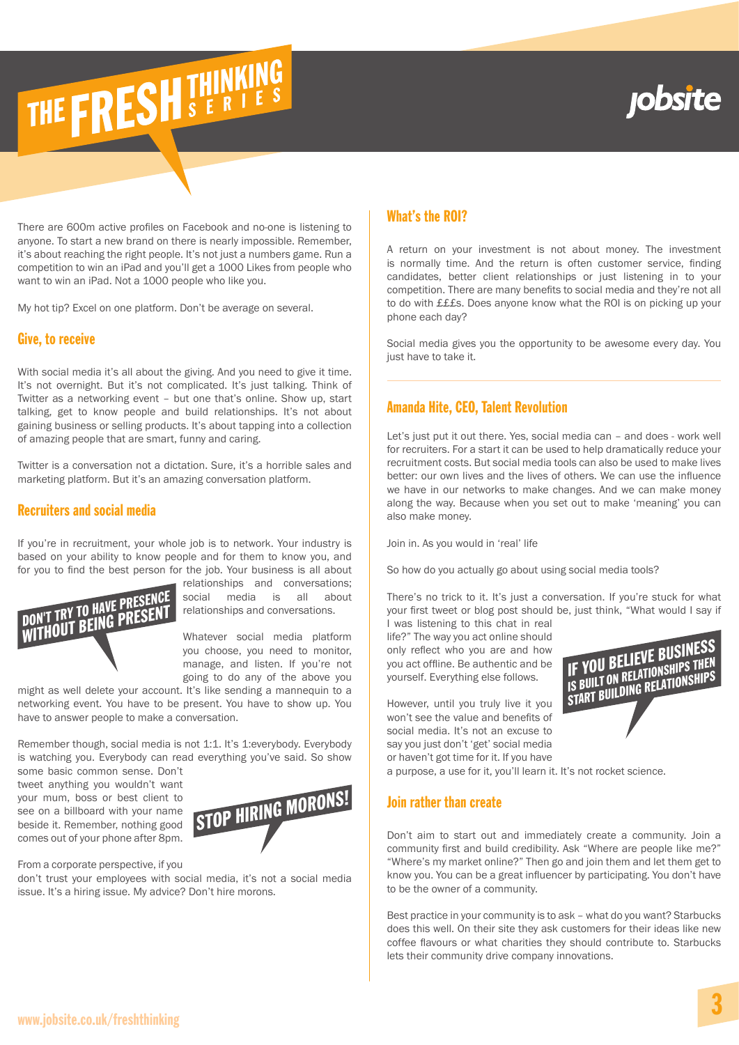There are 600m active profiles on Facebook and no-one is listening to anyone. To start a new brand on there is nearly impossible. Remember, it's about reaching the right people. It's not just a numbers game. Run a competition to win an iPad and you'll get a 1000 Likes from people who want to win an iPad. Not a 1000 people who like you.

My hot tip? Excel on one platform. Don't be average on several.

## Give, to receive

With social media it's all about the giving. And you need to give it time. It's not overnight. But it's not complicated. It's just talking. Think of Twitter as a networking event – but one that's online. Show up, start talking, get to know people and build relationships. It's not about gaining business or selling products. It's about tapping into a collection of amazing people that are smart, funny and caring.

Twitter is a conversation not a dictation. Sure, it's a horrible sales and marketing platform. But it's an amazing conversation platform.

## Recruiters and social media

If you're in recruitment, your whole job is to network. Your industry is based on your ability to know people and for them to know you, and for you to find the best person for the job. Your business is all about relationships and conversations; social media is all about relationships and conversations.

**DON'T TRY TO HAVE PRESENCE WITHOUT BEING PRESENT**

Whatever social media platform you choose, you need to monitor, manage, and listen. If you're not going to do any of the above you might as well delete your account. It's like sending a mannequin to a networking event. You have to be present. You have to show up. You have to answer people to make a conversation.

Remember though, social media is not 1:1. It's 1:everybody. Everybody is watching you. Everybody can read everything you've said. So show some basic common sense. Don't tweet anything you wouldn't want your mum, boss or best client to see on a billboard with your name beside it. Remember, nothing good comes out of your phone after 8pm.

**STOP HIRING MORONS!**

From a corporate perspective, if you don't trust your employees with social media, it's not a social media issue. It's a hiring issue. My advice? Don't hire morons.

## What's the ROI?

A return on your investment is not about money. The investment is normally time. And the return is often customer service, finding candidates, better client relationships or just listening in to your competition. There are many benefits to social media and they're not all to do with £££s. Does anyone know what the ROI is on picking up your phone each day?

Social media gives you the opportunity to be awesome every day. You just have to take it.

---

## Amanda Hite, CEO, Talent Revolution

Let's just put it out there. Yes, social media can – and does - work well for recruiters. For a start it can be used to help dramatically reduce your recruitment costs. But social media tools can also be used to make lives better: our own lives and the lives of others. We can use the influence we have in our networks to make changes. And we can make money along the way. Because when you set out to make 'meaning' you can also make money.

Join in. As you would in 'real' life

So how do you actually go about using social media tools?

There's no trick to it. It's just a conversation. If you're stuck for what your first tweet or blog post should be, just think, "What would I say if I was listening to this chat in real life?" The way you act online should only reflect who you are and how you act offline. Be authentic and be yourself. Everything else follows.

**IF YOU BELIEVE BUSINESS IS BUILT ON RELATIONSHIPS THEN START BUILDING RELATIONSHIPS**

However, until you truly live it you won't see the value and benefits of social media. It's not an excuse to say you just don't 'get' social media or haven't got time for it. If you have a purpose, a use for it, you'll learn it. It's not rocket science.

## Join rather than create

Don't aim to start out and immediately create a community. Join a community first and build credibility. Ask "Where are people like me?" "Where's my market online?" Then go and join them and let them get to know you. You can be a great influencer by participating. You don't have to be the owner of a community.

Best practice in your community is to ask – what do you want? Starbucks does this well. On their site they ask customers for their ideas like new coffee flavours or what charities they should contribute to. Starbucks lets their community drive company innovations.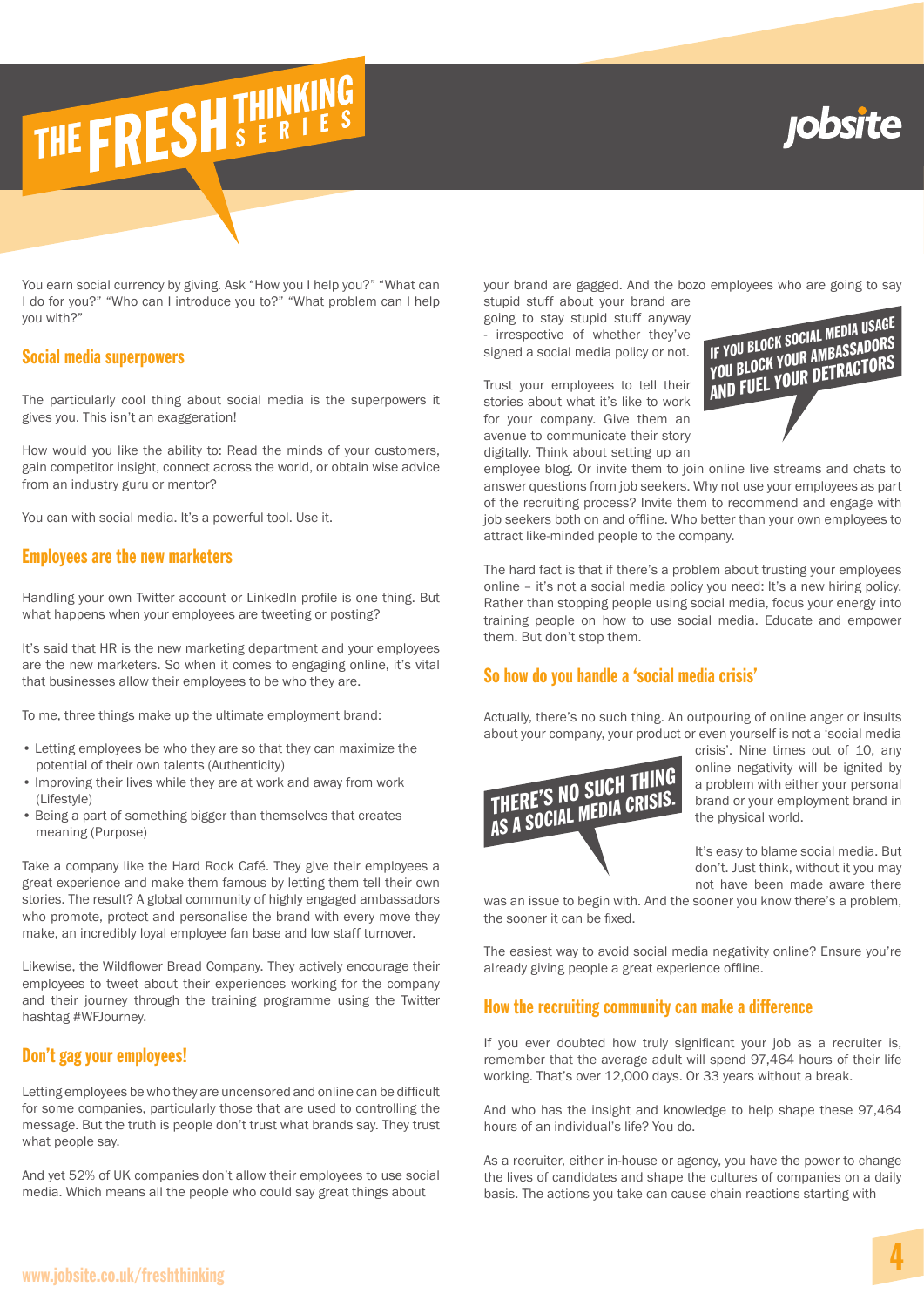You earn social currency by giving. Ask "How you I help you?" "What can I do for you?" "Who can I introduce you to?" "What problem can I help you with?"

## Social media superpowers

The particularly cool thing about social media is the superpowers it gives you. This isn't an exaggeration!

How would you like the ability to: Read the minds of your customers, gain competitor insight, connect across the world, or obtain wise advice from an industry guru or mentor?

You can with social media. It's a powerful tool. Use it.

## Employees are the new marketers

Handling your own Twitter account or LinkedIn profile is one thing. But what happens when your employees are tweeting or posting?

It's said that HR is the new marketing department and your employees are the new marketers. So when it comes to engaging online, it's vital that businesses allow their employees to be who they are.

To me, three things make up the ultimate employment brand:

- Letting employees be who they are so that they can maximize the potential of their own talents (Authenticity)
- Improving their lives while they are at work and away from work (Lifestyle)
- Being a part of something bigger than themselves that creates meaning (Purpose)

Take a company like the Hard Rock Café. They give their employees a great experience and make them famous by letting them tell their own stories. The result? A global community of highly engaged ambassadors who promote, protect and personalise the brand with every move they make, an incredibly loyal employee fan base and low staff turnover.

Likewise, the Wildflower Bread Company. They actively encourage their employees to tweet about their experiences working for the company and their journey through the training programme using the Twitter hashtag #WFJourney.

## Don't gag your employees!

Letting employees be who they are uncensored and online can be difficult for some companies, particularly those that are used to controlling the message. But the truth is people don't trust what brands say. They trust what people say.

And yet 52% of UK companies don't allow their employees to use social media. Which means all the people who could say great things about your brand are gagged. And the bozo employees who are going to say stupid stuff about your brand are going to stay stupid stuff anyway - irrespective of whether they've signed a social media policy or not.

**IF YOU BLOCK SOCIAL MEDIA USAGE YOU BLOCK YOUR AMBASSADORS AND FUEL YOUR DETRACTORS**

Trust your employees to tell their stories about what it's like to work for your company. Give them an avenue to communicate their story digitally. Think about setting up an employee blog. Or invite them to join online live streams and chats to answer questions from job seekers. Why not use your employees as part of the recruiting process? Invite them to recommend and engage with job seekers both on and offline. Who better than your own employees to attract like-minded people to the company.

The hard fact is that if there's a problem about trusting your employees online – it's not a social media policy you need: It's a new hiring policy. Rather than stopping people using social media, focus your energy into training people on how to use social media. Educate and empower them. But don't stop them.

## So how do you handle a 'social media crisis'

Actually, there's no such thing. An outpouring of online anger or insults about your company, your product or even yourself is not a 'social media crisis'. Nine times out of 10, any online negativity will be ignited by a problem with either your personal brand or your employment brand in the physical world.

**THERE'S NO SUCH THING AS A SOCIAL MEDIA CRISIS.**

It's easy to blame social media. But don't. Just think, without it you may not have been made aware there was an issue to begin with. And the sooner you know there's a problem, the sooner it can be fixed.

The easiest way to avoid social media negativity online? Ensure you're already giving people a great experience offline.

## How the recruiting community can make a difference

If you ever doubted how truly significant your job as a recruiter is, remember that the average adult will spend 97,464 hours of their life working. That's over 12,000 days. Or 33 years without a break.

And who has the insight and knowledge to help shape these 97,464 hours of an individual's life? You do.

As a recruiter, either in-house or agency, you have the power to change the lives of candidates and shape the cultures of companies on a daily basis. The actions you take can cause chain reactions starting with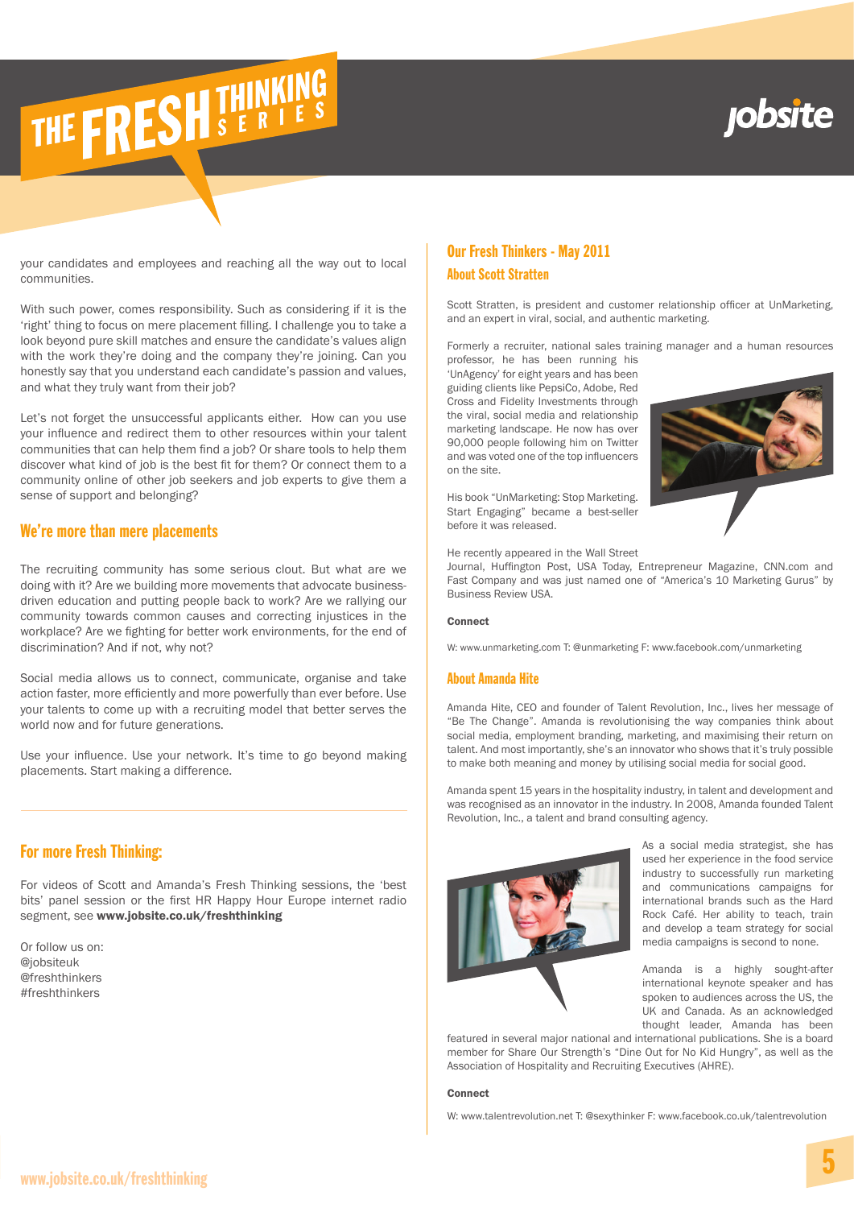your candidates and employees and reaching all the way out to local communities.

With such power, comes responsibility. Such as considering if it is the 'right' thing to focus on mere placement filling. I challenge you to take a look beyond pure skill matches and ensure the candidate's values align with the work they're doing and the company they're joining. Can you honestly say that you understand each candidate's passion and values, and what they truly want from their job?

Let's not forget the unsuccessful applicants either. How can you use your influence and redirect them to other resources within your talent communities that can help them find a job? Or share tools to help them discover what kind of job is the best fit for them? Or connect them to a community online of other job seekers and job experts to give them a sense of support and belonging?

## We're more than mere placements

The recruiting community has some serious clout. But what are we doing with it? Are we building more movements that advocate business-driven education and putting people back to work? Are we rallying our community towards common causes and correcting injustices in the workplace? Are we fighting for better work environments, for the end of discrimination? And if not, why not?

Social media allows us to connect, communicate, organise and take action faster, more efficiently and more powerfully than ever before. Use your talents to come up with a recruiting model that better serves the world now and for future generations.

Use your influence. Use your network. It's time to go beyond making placements. Start making a difference.

## For more Fresh Thinking:

For videos of Scott and Amanda's Fresh Thinking sessions, the 'best bits' panel session or the first HR Happy Hour Europe internet radio segment, see **www.jobsite.co.uk/freshthinking**

Or follow us on:
@jobsiteuk
@freshthinkers
#freshthinkers

## Our Fresh Thinkers - May 2011

### About Scott Stratten

Scott Stratten, is president and customer relationship officer at UnMarketing, and an expert in viral, social, and authentic marketing.

Formerly a recruiter, national sales training manager and a human resources professor, he has been running his 'UnAgency' for eight years and has been guiding clients like PepsiCo, Adobe, Red Cross and Fidelity Investments through the viral, social media and relationship marketing landscape. He now has over 90,000 people following him on Twitter and was voted one of the top influencers on the site.

His book "UnMarketing: Stop Marketing. Start Engaging" became a best-seller before it was released.

He recently appeared in the Wall Street Journal, Huffington Post, USA Today, Entrepreneur Magazine, CNN.com and Fast Company and was just named one of "America's 10 Marketing Gurus" by Business Review USA.

**Connect**

W: www.unmarketing.com T: @unmarketing F: www.facebook.com/unmarketing

### About Amanda Hite

Amanda Hite, CEO and founder of Talent Revolution, Inc., lives her message of "Be The Change". Amanda is revolutionising the way companies think about social media, employment branding, marketing, and maximising their return on talent. And most importantly, she's an innovator who shows that it's truly possible to make both meaning and money by utilising social media for social good.

Amanda spent 15 years in the hospitality industry, in talent and development and was recognised as an innovator in the industry. In 2008, Amanda founded Talent Revolution, Inc., a talent and brand consulting agency.

As a social media strategist, she has used her experience in the food service industry to successfully run marketing and communications campaigns for international brands such as the Hard Rock Café. Her ability to teach, train and develop a team strategy for social media campaigns is second to none.

Amanda is a highly sought-after international keynote speaker and has spoken to audiences across the US, the UK and Canada. As an acknowledged thought leader, Amanda has been featured in several major national and international publications. She is a board member for Share Our Strength's "Dine Out for No Kid Hungry", as well as the Association of Hospitality and Recruiting Executives (AHRE).

**Connect**

W: www.talentrevolution.net T: @sexythinker F: www.facebook.co.uk/talentrevolution